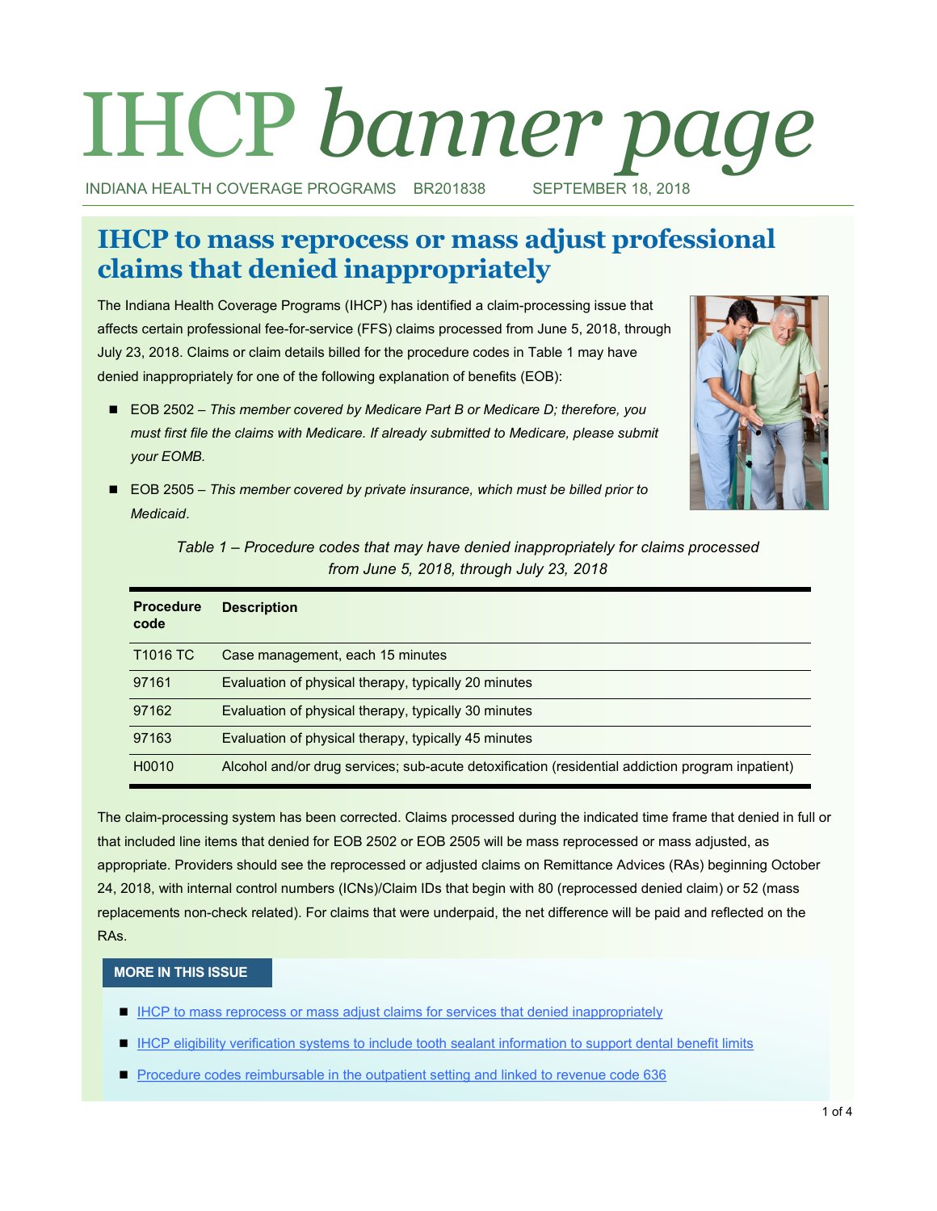# IHCP *banner page*

INDIANA HEALTH COVERAGE PROGRAMS BR201838 SEPTEMBER 18, 2018

## IHCP to mass reprocess or mass adjust professional claims that denied inappropriately

The Indiana Health Coverage Programs (IHCP) has identified a claim-processing issue that affects certain professional fee-for-service (FFS) claims processed from June 5, 2018, through July 23, 2018. Claims or claim details billed for the procedure codes in Table 1 may have denied inappropriately for one of the following explanation of benefits (EOB):

- EOB 2502 – *This member covered by Medicare Part B or Medicare D; therefore, you must first file the claims with Medicare. If already submitted to Medicare, please submit your EOMB.*
- EOB 2505 – *This member covered by private insurance, which must be billed prior to Medicaid*.

*Table 1 – Procedure codes that may have denied inappropriately for claims processed from June 5, 2018, through July 23, 2018*

| Procedure code | Description |
|---|---|
| T1016 TC | Case management, each 15 minutes |
| 97161 | Evaluation of physical therapy, typically 20 minutes |
| 97162 | Evaluation of physical therapy, typically 30 minutes |
| 97163 | Evaluation of physical therapy, typically 45 minutes |
| H0010 | Alcohol and/or drug services; sub-acute detoxification (residential addiction program inpatient) |

The claim-processing system has been corrected. Claims processed during the indicated time frame that denied in full or that included line items that denied for EOB 2502 or EOB 2505 will be mass reprocessed or mass adjusted, as appropriate. Providers should see the reprocessed or adjusted claims on Remittance Advices (RAs) beginning October 24, 2018, with internal control numbers (ICNs)/Claim IDs that begin with 80 (reprocessed denied claim) or 52 (mass replacements non-check related). For claims that were underpaid, the net difference will be paid and reflected on the RAs.

**MORE IN THIS ISSUE**

- IHCP to mass reprocess or mass adjust claims for services that denied inappropriately
- IHCP eligibility verification systems to include tooth sealant information to support dental benefit limits
- Procedure codes reimbursable in the outpatient setting and linked to revenue code 636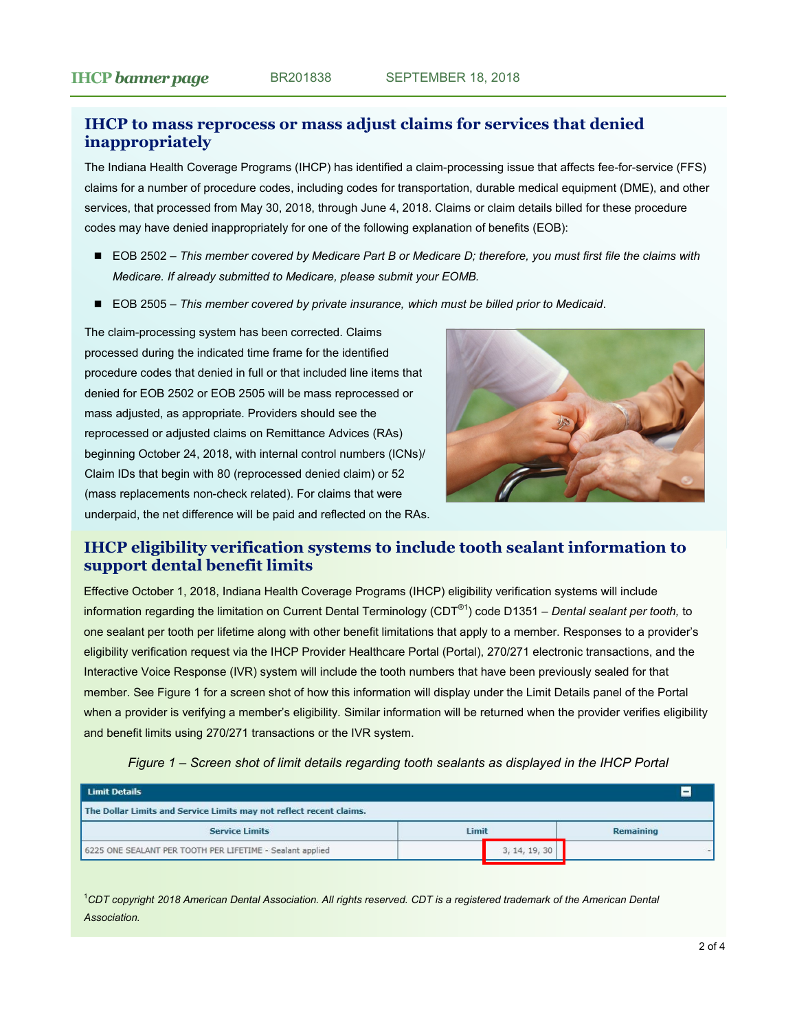## IHCP to mass reprocess or mass adjust claims for services that denied inappropriately

The Indiana Health Coverage Programs (IHCP) has identified a claim-processing issue that affects fee-for-service (FFS) claims for a number of procedure codes, including codes for transportation, durable medical equipment (DME), and other services, that processed from May 30, 2018, through June 4, 2018. Claims or claim details billed for these procedure codes may have denied inappropriately for one of the following explanation of benefits (EOB):

- EOB 2502 – *This member covered by Medicare Part B or Medicare D; therefore, you must first file the claims with Medicare. If already submitted to Medicare, please submit your EOMB.*
- EOB 2505 – *This member covered by private insurance, which must be billed prior to Medicaid*.

The claim-processing system has been corrected. Claims processed during the indicated time frame for the identified procedure codes that denied in full or that included line items that denied for EOB 2502 or EOB 2505 will be mass reprocessed or mass adjusted, as appropriate. Providers should see the reprocessed or adjusted claims on Remittance Advices (RAs) beginning October 24, 2018, with internal control numbers (ICNs)/ Claim IDs that begin with 80 (reprocessed denied claim) or 52 (mass replacements non-check related). For claims that were underpaid, the net difference will be paid and reflected on the RAs.

## IHCP eligibility verification systems to include tooth sealant information to support dental benefit limits

Effective October 1, 2018, Indiana Health Coverage Programs (IHCP) eligibility verification systems will include information regarding the limitation on Current Dental Terminology (CDT®[1]) code D1351 – *Dental sealant per tooth,* to one sealant per tooth per lifetime along with other benefit limitations that apply to a member. Responses to a provider's eligibility verification request via the IHCP Provider Healthcare Portal (Portal), 270/271 electronic transactions, and the Interactive Voice Response (IVR) system will include the tooth numbers that have been previously sealed for that member. See Figure 1 for a screen shot of how this information will display under the Limit Details panel of the Portal when a provider is verifying a member's eligibility. Similar information will be returned when the provider verifies eligibility and benefit limits using 270/271 transactions or the IVR system.

*Figure 1 – Screen shot of limit details regarding tooth sealants as displayed in the IHCP Portal*

**Limit Details**

The Dollar Limits and Service Limits may not reflect recent claims.

| Service Limits | Limit | Remaining |
|---|---|---|
| 6225 ONE SEALANT PER TOOTH PER LIFETIME - Sealant applied | 3, 14, 19, 30 | - |

[1] *CDT copyright 2018 American Dental Association. All rights reserved. CDT is a registered trademark of the American Dental Association.*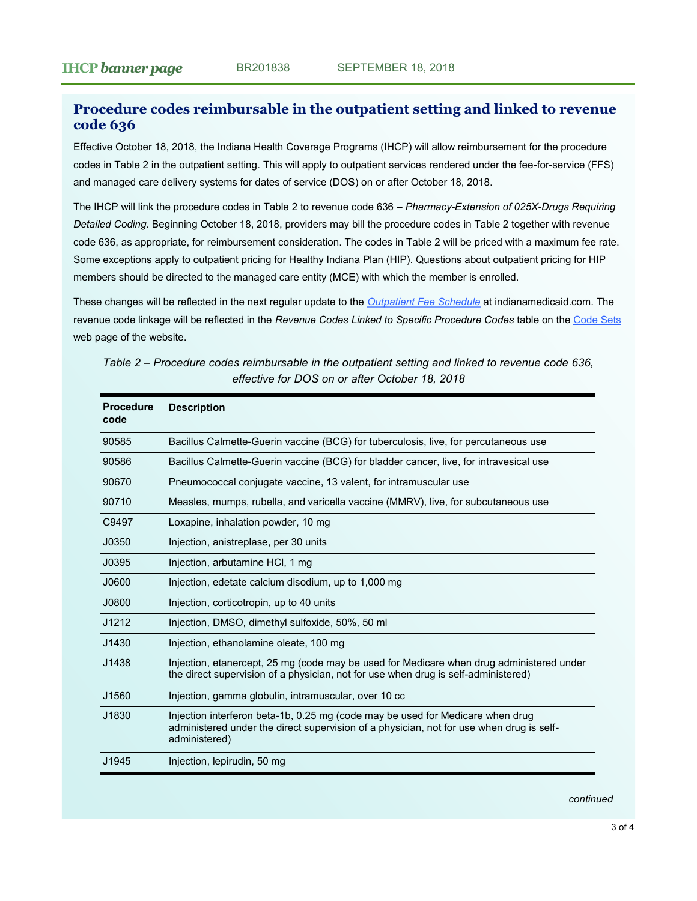## Procedure codes reimbursable in the outpatient setting and linked to revenue code 636

Effective October 18, 2018, the Indiana Health Coverage Programs (IHCP) will allow reimbursement for the procedure codes in Table 2 in the outpatient setting. This will apply to outpatient services rendered under the fee-for-service (FFS) and managed care delivery systems for dates of service (DOS) on or after October 18, 2018.

The IHCP will link the procedure codes in Table 2 to revenue code 636 – *Pharmacy-Extension of 025X-Drugs Requiring Detailed Coding.* Beginning October 18, 2018, providers may bill the procedure codes in Table 2 together with revenue code 636, as appropriate, for reimbursement consideration. The codes in Table 2 will be priced with a maximum fee rate. Some exceptions apply to outpatient pricing for Healthy Indiana Plan (HIP). Questions about outpatient pricing for HIP members should be directed to the managed care entity (MCE) with which the member is enrolled.

These changes will be reflected in the next regular update to the *Outpatient Fee Schedule* at indianamedicaid.com. The revenue code linkage will be reflected in the *Revenue Codes Linked to Specific Procedure Codes* table on the Code Sets web page of the website.

*Table 2 – Procedure codes reimbursable in the outpatient setting and linked to revenue code 636, effective for DOS on or after October 18, 2018*

| Procedure code | Description |
|---|---|
| 90585 | Bacillus Calmette-Guerin vaccine (BCG) for tuberculosis, live, for percutaneous use |
| 90586 | Bacillus Calmette-Guerin vaccine (BCG) for bladder cancer, live, for intravesical use |
| 90670 | Pneumococcal conjugate vaccine, 13 valent, for intramuscular use |
| 90710 | Measles, mumps, rubella, and varicella vaccine (MMRV), live, for subcutaneous use |
| C9497 | Loxapine, inhalation powder, 10 mg |
| J0350 | Injection, anistreplase, per 30 units |
| J0395 | Injection, arbutamine HCl, 1 mg |
| J0600 | Injection, edetate calcium disodium, up to 1,000 mg |
| J0800 | Injection, corticotropin, up to 40 units |
| J1212 | Injection, DMSO, dimethyl sulfoxide, 50%, 50 ml |
| J1430 | Injection, ethanolamine oleate, 100 mg |
| J1438 | Injection, etanercept, 25 mg (code may be used for Medicare when drug administered under the direct supervision of a physician, not for use when drug is self-administered) |
| J1560 | Injection, gamma globulin, intramuscular, over 10 cc |
| J1830 | Injection interferon beta-1b, 0.25 mg (code may be used for Medicare when drug administered under the direct supervision of a physician, not for use when drug is self-administered) |
| J1945 | Injection, lepirudin, 50 mg |

*continued*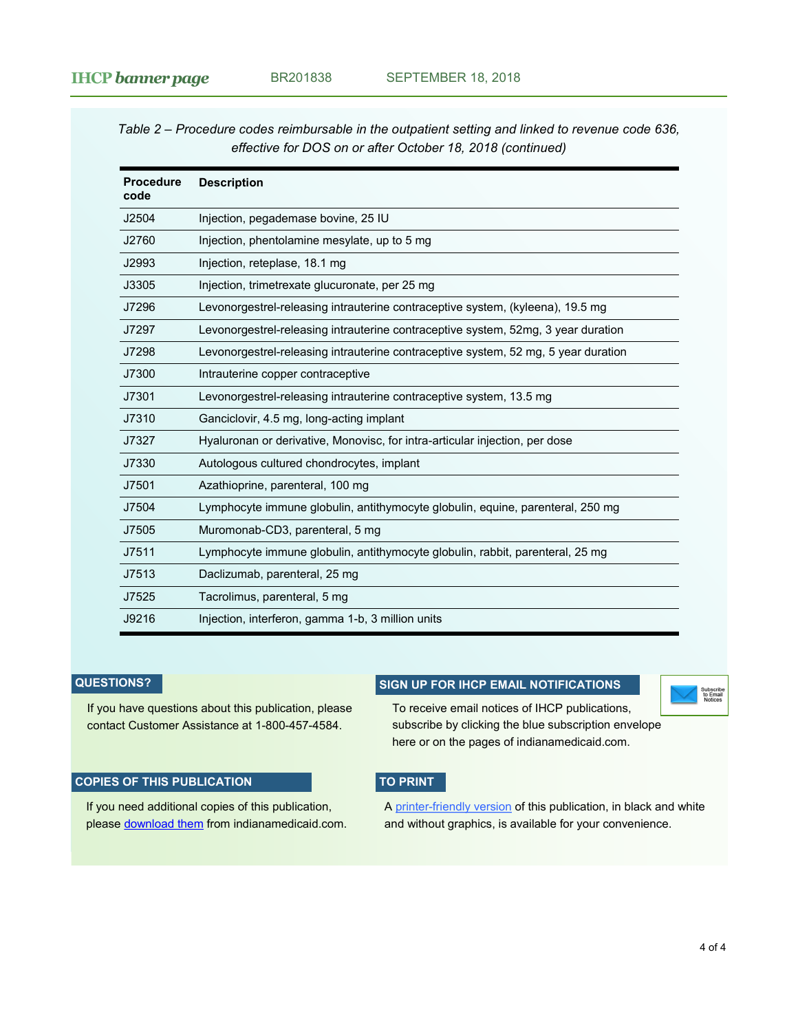*Table 2 – Procedure codes reimbursable in the outpatient setting and linked to revenue code 636, effective for DOS on or after October 18, 2018 (continued)*

| Procedure code | Description |
|---|---|
| J2504 | Injection, pegademase bovine, 25 IU |
| J2760 | Injection, phentolamine mesylate, up to 5 mg |
| J2993 | Injection, reteplase, 18.1 mg |
| J3305 | Injection, trimetrexate glucuronate, per 25 mg |
| J7296 | Levonorgestrel-releasing intrauterine contraceptive system, (kyleena), 19.5 mg |
| J7297 | Levonorgestrel-releasing intrauterine contraceptive system, 52mg, 3 year duration |
| J7298 | Levonorgestrel-releasing intrauterine contraceptive system, 52 mg, 5 year duration |
| J7300 | Intrauterine copper contraceptive |
| J7301 | Levonorgestrel-releasing intrauterine contraceptive system, 13.5 mg |
| J7310 | Ganciclovir, 4.5 mg, long-acting implant |
| J7327 | Hyaluronan or derivative, Monovisc, for intra-articular injection, per dose |
| J7330 | Autologous cultured chondrocytes, implant |
| J7501 | Azathioprine, parenteral, 100 mg |
| J7504 | Lymphocyte immune globulin, antithymocyte globulin, equine, parenteral, 250 mg |
| J7505 | Muromonab-CD3, parenteral, 5 mg |
| J7511 | Lymphocyte immune globulin, antithymocyte globulin, rabbit, parenteral, 25 mg |
| J7513 | Daclizumab, parenteral, 25 mg |
| J7525 | Tacrolimus, parenteral, 5 mg |
| J9216 | Injection, interferon, gamma 1-b, 3 million units |

## QUESTIONS?

If you have questions about this publication, please contact Customer Assistance at 1-800-457-4584.

## COPIES OF THIS PUBLICATION

If you need additional copies of this publication, please download them from indianamedicaid.com.

## SIGN UP FOR IHCP EMAIL NOTIFICATIONS

To receive email notices of IHCP publications, subscribe by clicking the blue subscription envelope here or on the pages of indianamedicaid.com.

## TO PRINT

A printer-friendly version of this publication, in black and white and without graphics, is available for your convenience.